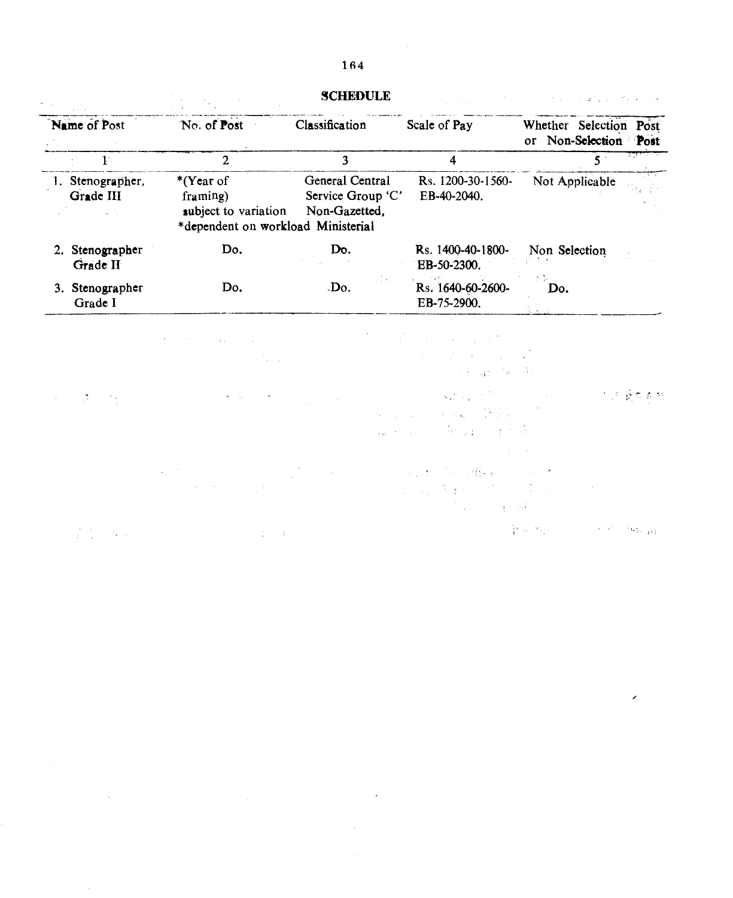## SCHEDULE

| Name of Post | No. of Post | Classification | Scale of Pay | Whether Selection Post or Non-Selection Post |
|---|---|---|---|---|
| 1 | 2 | 3 | 4 | 5 |
| 1. Stenographer, Grade III | *(Year of framing) subject to variation *dependent on workload | General Central Service Group 'C' Non-Gazetted, Ministerial | Rs. 1200-30-1560-EB-40-2040. | Not Applicable |
| 2. Stenographer Grade II | Do. | Do. | Rs. 1400-40-1800-EB-50-2300. | Non Selection |
| 3. Stenographer Grade I | Do. | Do. | Rs. 1640-60-2600-EB-75-2900. | Do. |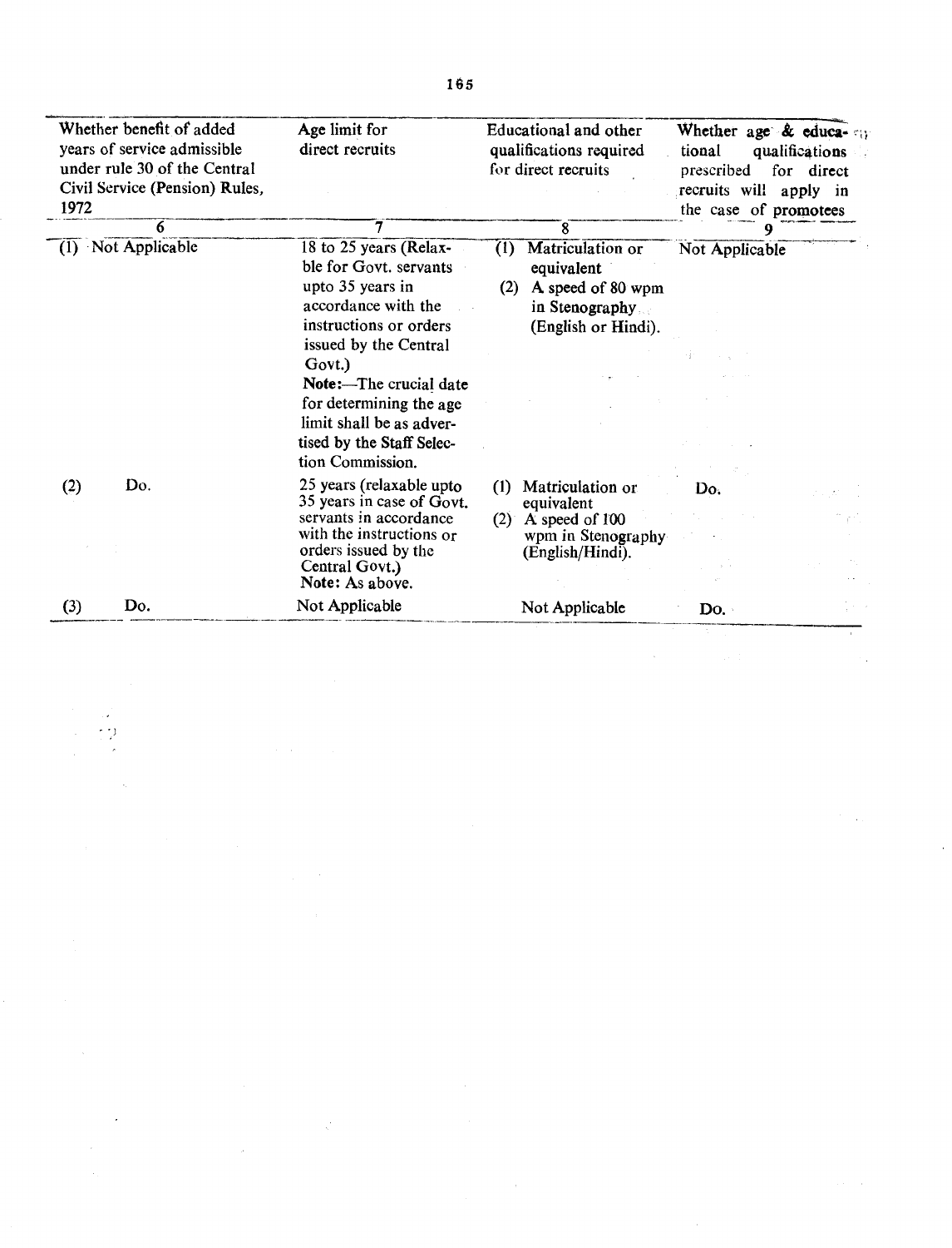| Whether benefit of added years of service admissible under rule 30 of the Central Civil Service (Pension) Rules, 1972 | Age limit for direct recruits | Educational and other qualifications required for direct recruits | Whether age & educational qualifications prescribed for direct recruits will apply in the case of promotees |
|---|---|---|---|
| 6 | 7 | 8 | 9 |
| (1) Not Applicable | 18 to 25 years (Relaxble for Govt. servants upto 35 years in accordance with the instructions or orders issued by the Central Govt.) **Note:**—The crucial date for determining the age limit shall be as advertised by the Staff Selection Commission. | (1) Matriculation or equivalent (2) A speed of 80 wpm in Stenography (English or Hindi). | Not Applicable |
| (2) Do. | 25 years (relaxable upto 35 years in case of Govt. servants in accordance with the instructions or orders issued by the Central Govt.) **Note:** As above. | (1) Matriculation or equivalent (2) A speed of 100 wpm in Stenography (English/Hindi). | Do. |
| (3) Do. | Not Applicable | Not Applicable | Do. |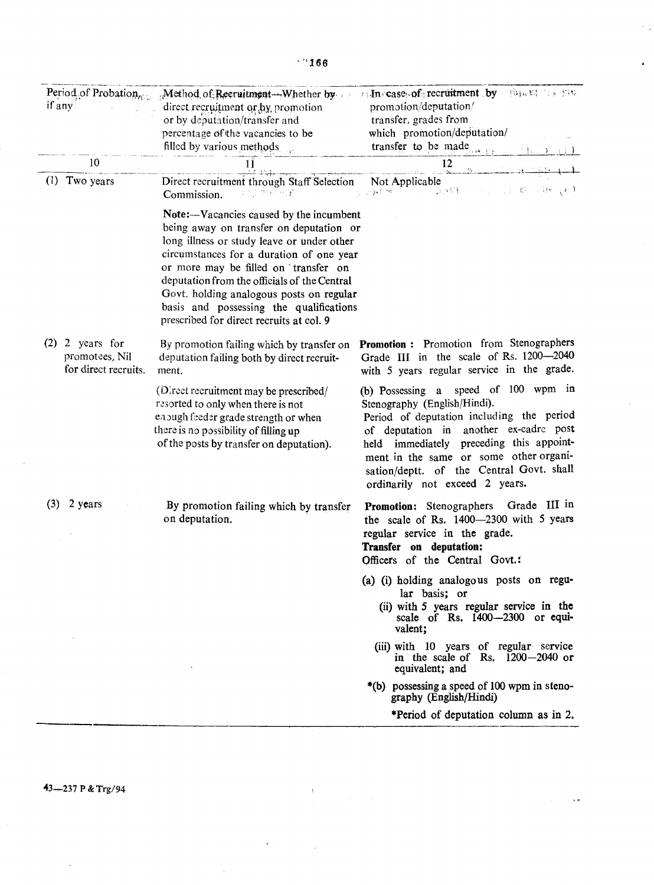| Period of Probation, if any | Method of Recruitment—Whether by direct recruitment or by promotion or by deputation/transfer and percentage of the vacancies to be filled by various methods | In case of recruitment by promotion/deputation/transfer, grades from which promotion/deputation/transfer to be made |
|---|---|---|
| 10 | 11 | 12 |
| (1) Two years | Direct recruitment through Staff Selection Commission.<br><br>**Note:**—Vacancies caused by the incumbent being away on transfer on deputation or long illness or study leave or under other circumstances for a duration of one year or more may be filled on transfer on deputation from the officials of the Central Govt. holding analogous posts on regular basis and possessing the qualifications prescribed for direct recruits at col. 9 | Not Applicable |
| (2) 2 years for promotees, Nil for direct recruits. | By promotion failing which by transfer on deputation failing both by direct recruitment.<br><br>(Direct recruitment may be prescribed/resorted to only when there is not enough feeder grade strength or when there is no possibility of filling up of the posts by transfer on deputation). | **Promotion :** Promotion from Stenographers Grade III in the scale of Rs. 1200—2040 with 5 years regular service in the grade.<br><br>(b) Possessing a speed of 100 wpm in Stenography (English/Hindi).<br>Period of deputation including the period of deputation in another ex-cadre post held immediately preceding this appointment in the same or some other organisation/deptt. of the Central Govt. shall ordinarily not exceed 2 years. |
| (3) 2 years | By promotion failing which by transfer on deputation. | **Promotion:** Stenographers Grade III in the scale of Rs. 1400—2300 with 5 years regular service in the grade.<br>**Transfer on deputation:**<br>Officers of the Central Govt.:<br><br>(a) (i) holding analogous posts on regular basis; or<br>(ii) with 5 years regular service in the scale of Rs. 1400—2300 or equivalent;<br>(iii) with 10 years of regular service in the scale of Rs. 1200—2040 or equivalent; and<br>*(b) possessing a speed of 100 wpm in stenography (English/Hindi)<br><br>*Period of deputation column as in 2. |

43—237 P & Trg/94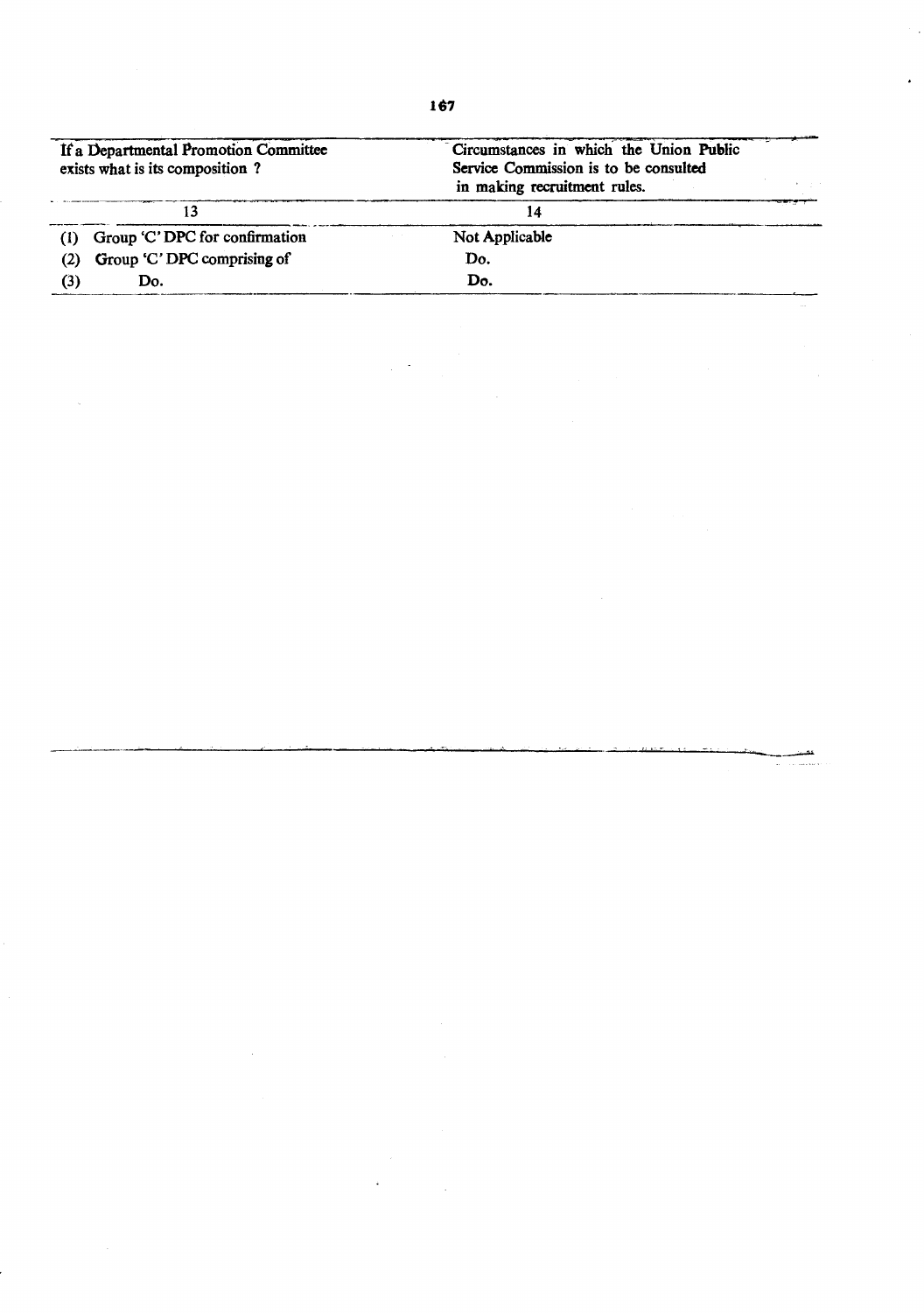| If a Departmental Promotion Committee exists what is its composition ? | Circumstances in which the Union Public Service Commission is to be consulted in making recruitment rules. |
|---|---|
| 13 | 14 |
| (1) Group 'C' DPC for confirmation | Not Applicable |
| (2) Group 'C' DPC comprising of | Do. |
| (3) Do. | Do. |